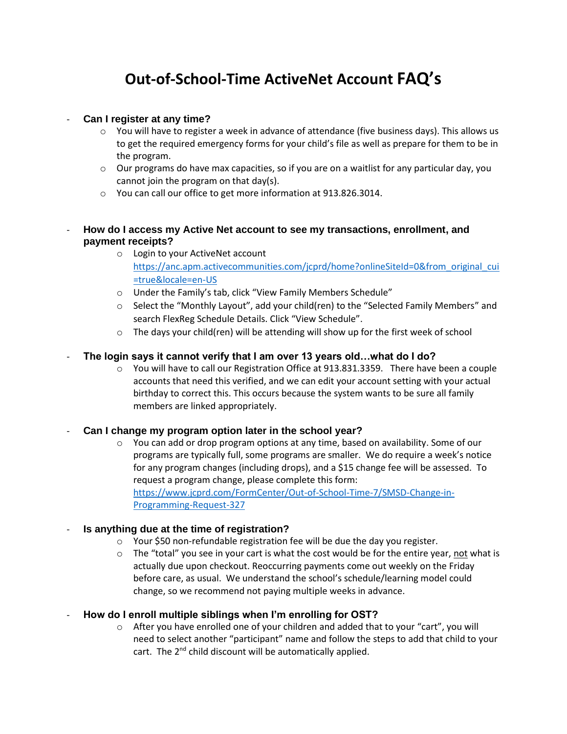# Out-of-School-Time ActiveNet Account FAQ's

- **Can I register at any time?**
  - You will have to register a week in advance of attendance (five business days). This allows us to get the required emergency forms for your child's file as well as prepare for them to be in the program.
  - Our programs do have max capacities, so if you are on a waitlist for any particular day, you cannot join the program on that day(s).
  - You can call our office to get more information at 913.826.3014.

- **How do I access my Active Net account to see my transactions, enrollment, and payment receipts?**
  - Login to your ActiveNet account https://anc.apm.activecommunities.com/jcprd/home?onlineSiteId=0&from_original_cui=true&locale=en-US
  - Under the Family's tab, click "View Family Members Schedule"
  - Select the "Monthly Layout", add your child(ren) to the "Selected Family Members" and search FlexReg Schedule Details. Click "View Schedule".
  - The days your child(ren) will be attending will show up for the first week of school

- **The login says it cannot verify that I am over 13 years old…what do I do?**
  - You will have to call our Registration Office at 913.831.3359. There have been a couple accounts that need this verified, and we can edit your account setting with your actual birthday to correct this. This occurs because the system wants to be sure all family members are linked appropriately.

- **Can I change my program option later in the school year?**
  - You can add or drop program options at any time, based on availability. Some of our programs are typically full, some programs are smaller. We do require a week's notice for any program changes (including drops), and a $15 change fee will be assessed. To request a program change, please complete this form: https://www.jcprd.com/FormCenter/Out-of-School-Time-7/SMSD-Change-in-Programming-Request-327

- **Is anything due at the time of registration?**
  - Your $50 non-refundable registration fee will be due the day you register.
  - The "total" you see in your cart is what the cost would be for the entire year, <u>not</u> what is actually due upon checkout. Reoccurring payments come out weekly on the Friday before care, as usual. We understand the school's schedule/learning model could change, so we recommend not paying multiple weeks in advance.

- **How do I enroll multiple siblings when I'm enrolling for OST?**
  - After you have enrolled one of your children and added that to your "cart", you will need to select another "participant" name and follow the steps to add that child to your cart. The 2nd child discount will be automatically applied.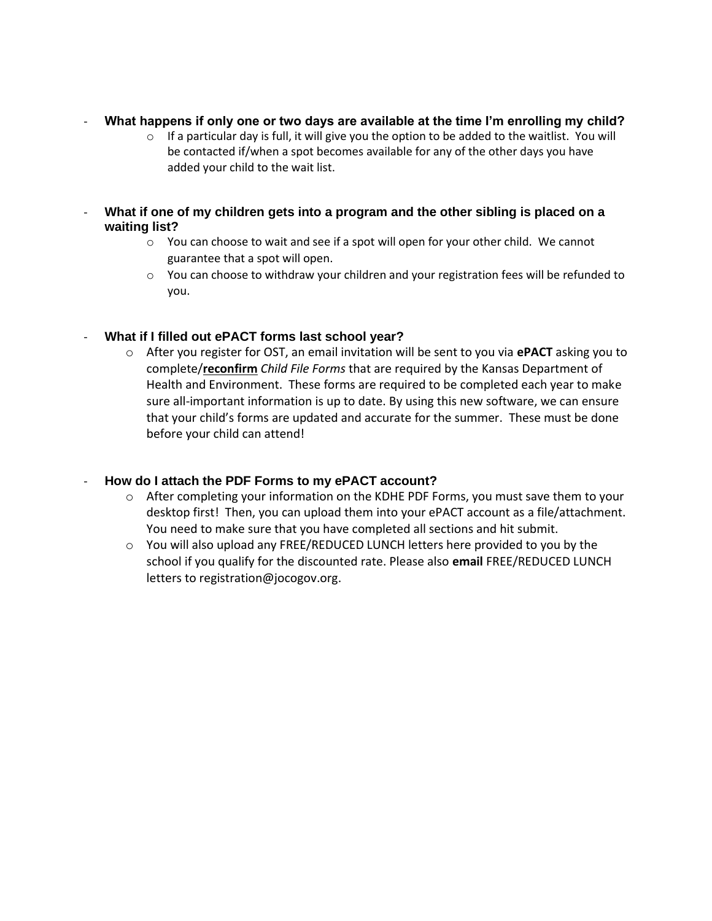- **What happens if only one or two days are available at the time I'm enrolling my child?**
  - If a particular day is full, it will give you the option to be added to the waitlist. You will be contacted if/when a spot becomes available for any of the other days you have added your child to the wait list.

- **What if one of my children gets into a program and the other sibling is placed on a waiting list?**
  - You can choose to wait and see if a spot will open for your other child. We cannot guarantee that a spot will open.
  - You can choose to withdraw your children and your registration fees will be refunded to you.

- **What if I filled out ePACT forms last school year?**
  - After you register for OST, an email invitation will be sent to you via **ePACT** asking you to complete/**reconfirm** *Child File Forms* that are required by the Kansas Department of Health and Environment. These forms are required to be completed each year to make sure all-important information is up to date. By using this new software, we can ensure that your child's forms are updated and accurate for the summer. These must be done before your child can attend!

- **How do I attach the PDF Forms to my ePACT account?**
  - After completing your information on the KDHE PDF Forms, you must save them to your desktop first! Then, you can upload them into your ePACT account as a file/attachment. You need to make sure that you have completed all sections and hit submit.
  - You will also upload any FREE/REDUCED LUNCH letters here provided to you by the school if you qualify for the discounted rate. Please also **email** FREE/REDUCED LUNCH letters to registration@jocogov.org.